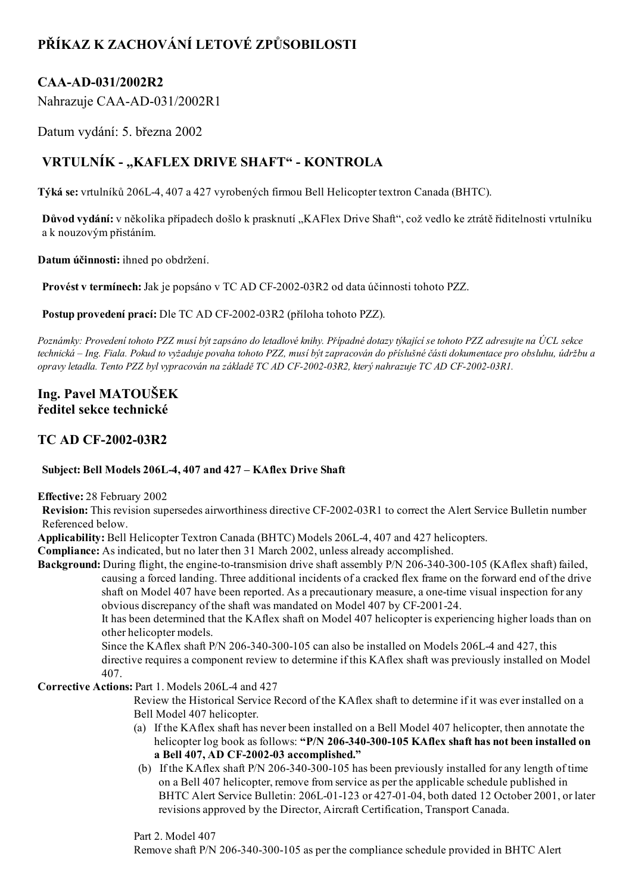# PŘÍKAZ K ZACHOVÁNÍ LETOVÉ ZPŮSOBILOSTI

## CAA-AD-031/2002R2

Nahrazuje CAA-AD-031/2002R1

Datum vydání: 5. března 2002

## VRTULNÍK - „KAFLEX DRIVE SHAFT" - KONTROLA

**Týká se:** vrtulníků 206L-4, 407 a 427 vyrobených firmou Bell Helicopter textron Canada (BHTC).

**Důvod vydání:** v několika případech došlo k prasknutí „KAFlex Drive Shaft", což vedlo ke ztrátě řiditelnosti vrtulníku a k nouzovým přistáním.

**Datum účinnosti:** ihned po obdržení.

**Provést v termínech:** Jak je popsáno v TC AD CF-2002-03R2 od data účinnosti tohoto PZZ.

**Postup provedení prací:** Dle TC AD CF-2002-03R2 (příloha tohoto PZZ).

*Poznámky: Provedení tohoto PZZ musí být zapsáno do letadlové knihy. Případné dotazy týkající se tohoto PZZ adresujte na ÚCL sekce technická – Ing. Fiala. Pokud to vyžaduje povaha tohoto PZZ, musí být zapracován do příslušné části dokumentace pro obsluhu, údržbu a opravy letadla. Tento PZZ byl vypracován na základě TC AD CF-2002-03R2, který nahrazuje TC AD CF-2002-03R1.*

**Ing. Pavel MATOUŠEK**
**ředitel sekce technické**

## TC AD CF-2002-03R2

**Subject: Bell Models 206L-4, 407 and 427 – KAflex Drive Shaft**

**Effective:** 28 February 2002

**Revision:** This revision supersedes airworthiness directive CF-2002-03R1 to correct the Alert Service Bulletin number Referenced below.

**Applicability:** Bell Helicopter Textron Canada (BHTC) Models 206L-4, 407 and 427 helicopters.

**Compliance:** As indicated, but no later then 31 March 2002, unless already accomplished.

**Background:** During flight, the engine-to-transmision drive shaft assembly P/N 206-340-300-105 (KAflex shaft) failed, causing a forced landing. Three additional incidents of a cracked flex frame on the forward end of the drive shaft on Model 407 have been reported. As a precautionary measure, a one-time visual inspection for any obvious discrepancy of the shaft was mandated on Model 407 by CF-2001-24.

It has been determined that the KAflex shaft on Model 407 helicopter is experiencing higher loads than on other helicopter models.

Since the KAflex shaft P/N 206-340-300-105 can also be installed on Models 206L-4 and 427, this directive requires a component review to determine if this KAflex shaft was previously installed on Model 407.

**Corrective Actions:** Part 1. Models 206L-4 and 427

Review the Historical Service Record of the KAflex shaft to determine if it was ever installed on a Bell Model 407 helicopter.

(a) If the KAflex shaft has never been installed on a Bell Model 407 helicopter, then annotate the helicopter log book as follows: **"P/N 206-340-300-105 KAflex shaft has not been installed on a Bell 407, AD CF-2002-03 accomplished."**

(b) If the KAflex shaft P/N 206-340-300-105 has been previously installed for any length of time on a Bell 407 helicopter, remove from service as per the applicable schedule published in BHTC Alert Service Bulletin: 206L-01-123 or 427-01-04, both dated 12 October 2001, or later revisions approved by the Director, Aircraft Certification, Transport Canada.

Part 2. Model 407

Remove shaft P/N 206-340-300-105 as per the compliance schedule provided in BHTC Alert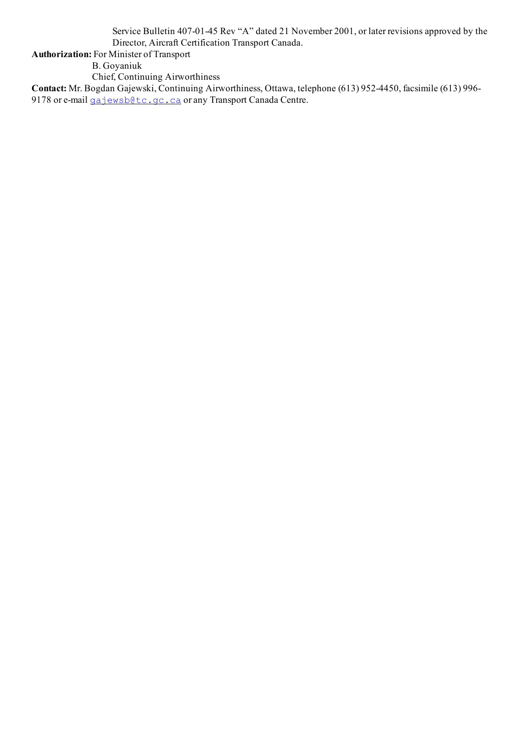Service Bulletin 407-01-45 Rev "A" dated 21 November 2001, or later revisions approved by the Director, Aircraft Certification Transport Canada.

**Authorization:** For Minister of Transport
B. Goyaniuk
Chief, Continuing Airworthiness

**Contact:** Mr. Bogdan Gajewski, Continuing Airworthiness, Ottawa, telephone (613) 952-4450, facsimile (613) 996-9178 or e-mail gajewsb@tc.gc.ca or any Transport Canada Centre.